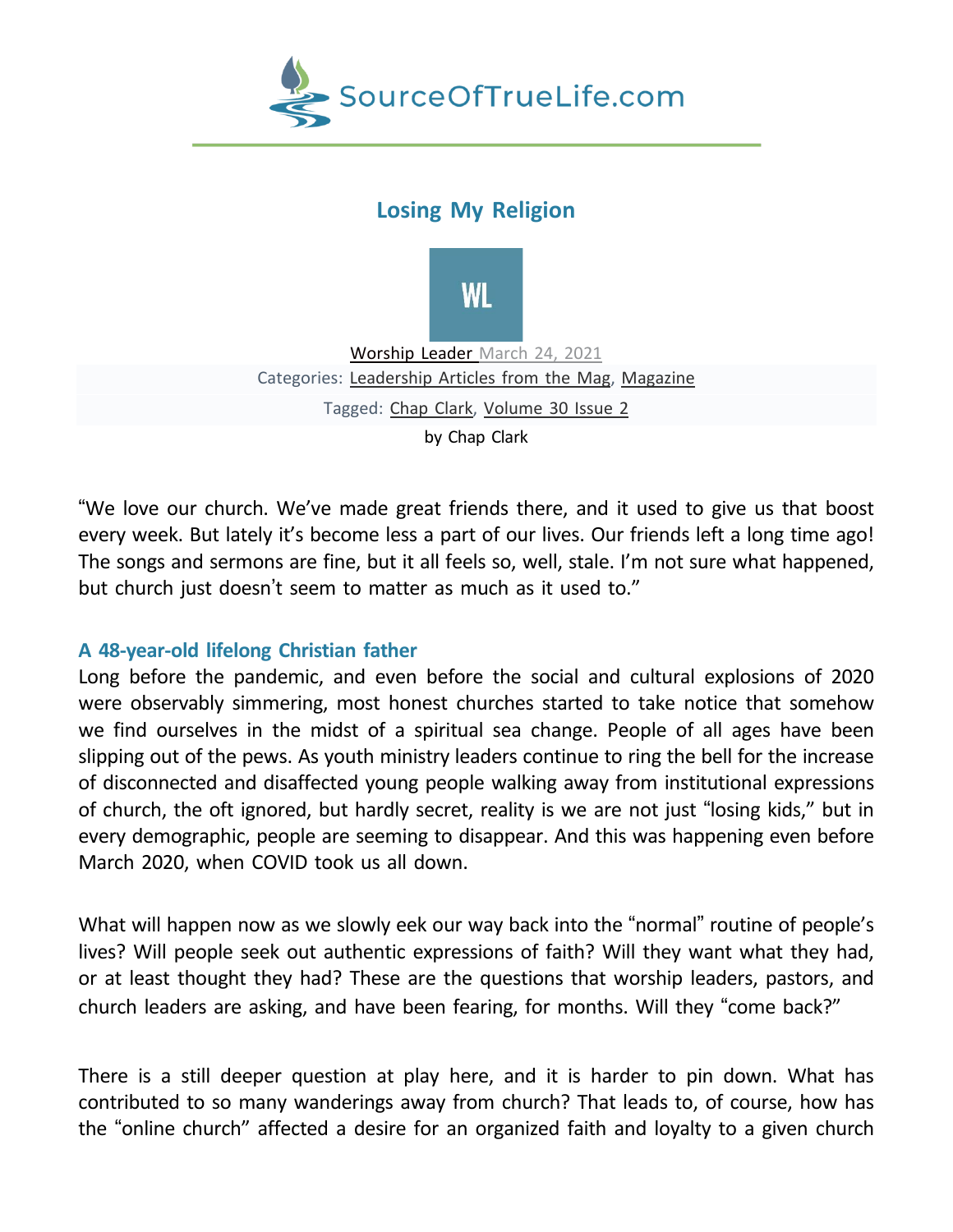SourceOfTrueLife.com

# Losing My Religion

WL

Worship Leader March 24, 2021

Categories: Leadership Articles from the Mag, Magazine

Tagged: Chap Clark, Volume 30 Issue 2

by Chap Clark

"We love our church. We've made great friends there, and it used to give us that boost every week. But lately it's become less a part of our lives. Our friends left a long time ago! The songs and sermons are fine, but it all feels so, well, stale. I'm not sure what happened, but church just doesn't seem to matter as much as it used to."

### A 48-year-old lifelong Christian father

Long before the pandemic, and even before the social and cultural explosions of 2020 were observably simmering, most honest churches started to take notice that somehow we find ourselves in the midst of a spiritual sea change. People of all ages have been slipping out of the pews. As youth ministry leaders continue to ring the bell for the increase of disconnected and disaffected young people walking away from institutional expressions of church, the oft ignored, but hardly secret, reality is we are not just "losing kids," but in every demographic, people are seeming to disappear. And this was happening even before March 2020, when COVID took us all down.

What will happen now as we slowly eek our way back into the "normal" routine of people's lives? Will people seek out authentic expressions of faith? Will they want what they had, or at least thought they had? These are the questions that worship leaders, pastors, and church leaders are asking, and have been fearing, for months. Will they "come back?"

There is a still deeper question at play here, and it is harder to pin down. What has contributed to so many wanderings away from church? That leads to, of course, how has the "online church" affected a desire for an organized faith and loyalty to a given church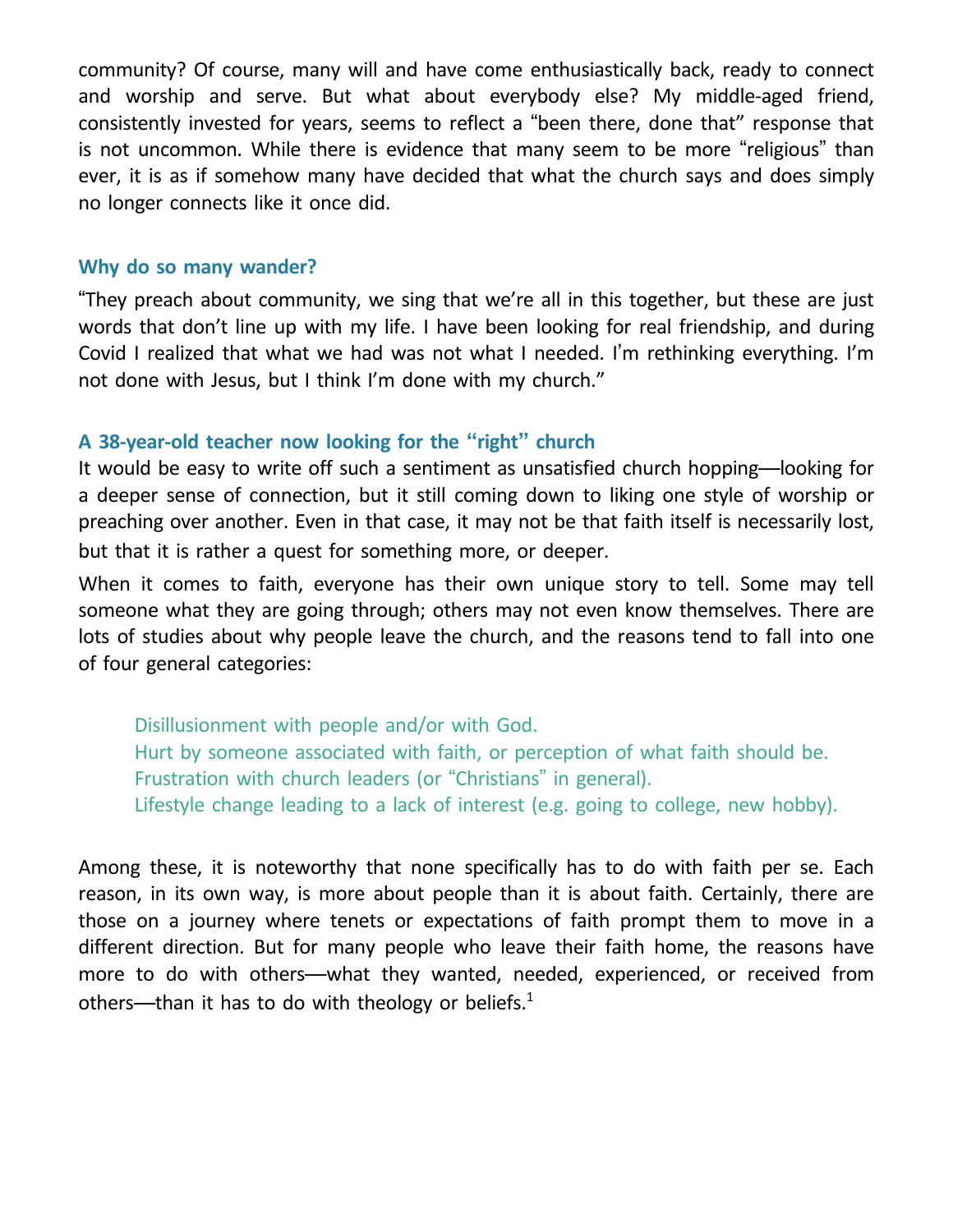community? Of course, many will and have come enthusiastically back, ready to connect and worship and serve. But what about everybody else? My middle-aged friend, consistently invested for years, seems to reflect a "been there, done that" response that is not uncommon. While there is evidence that many seem to be more "religious" than ever, it is as if somehow many have decided that what the church says and does simply no longer connects like it once did.

### Why do so many wander?

"They preach about community, we sing that we're all in this together, but these are just words that don't line up with my life. I have been looking for real friendship, and during Covid I realized that what we had was not what I needed. I'm rethinking everything. I'm not done with Jesus, but I think I'm done with my church."

### A 38-year-old teacher now looking for the "right" church

It would be easy to write off such a sentiment as unsatisfied church hopping—looking for a deeper sense of connection, but it still coming down to liking one style of worship or preaching over another. Even in that case, it may not be that faith itself is necessarily lost, but that it is rather a quest for something more, or deeper.

When it comes to faith, everyone has their own unique story to tell. Some may tell someone what they are going through; others may not even know themselves. There are lots of studies about why people leave the church, and the reasons tend to fall into one of four general categories:

- Disillusionment with people and/or with God.
- Hurt by someone associated with faith, or perception of what faith should be.
- Frustration with church leaders (or "Christians" in general).
- Lifestyle change leading to a lack of interest (e.g. going to college, new hobby).

Among these, it is noteworthy that none specifically has to do with faith per se. Each reason, in its own way, is more about people than it is about faith. Certainly, there are those on a journey where tenets or expectations of faith prompt them to move in a different direction. But for many people who leave their faith home, the reasons have more to do with others—what they wanted, needed, experienced, or received from others—than it has to do with theology or beliefs.[1]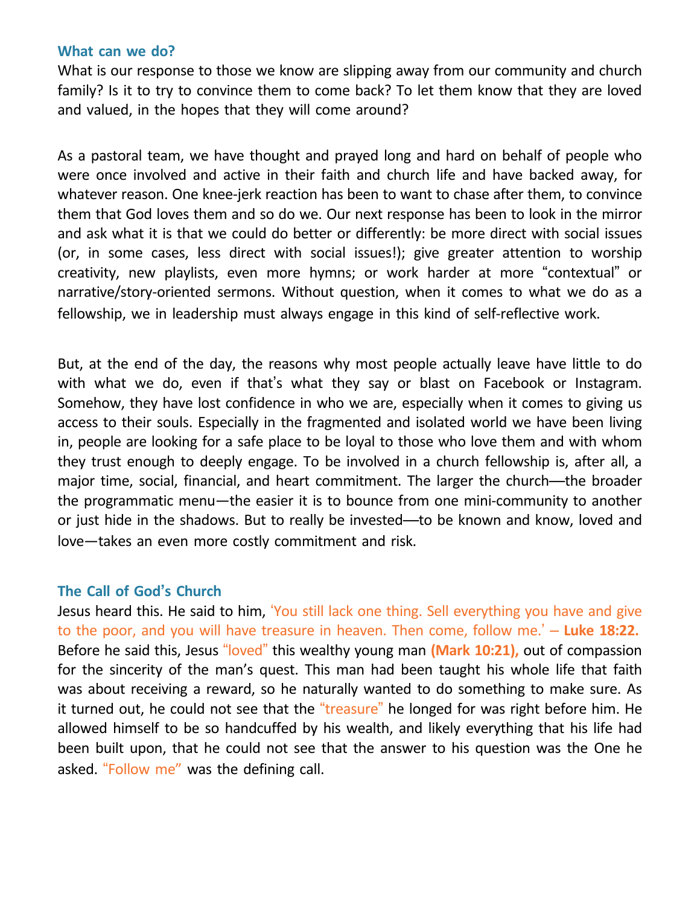## What can we do?

What is our response to those we know are slipping away from our community and church family? Is it to try to convince them to come back? To let them know that they are loved and valued, in the hopes that they will come around?

As a pastoral team, we have thought and prayed long and hard on behalf of people who were once involved and active in their faith and church life and have backed away, for whatever reason. One knee-jerk reaction has been to want to chase after them, to convince them that God loves them and so do we. Our next response has been to look in the mirror and ask what it is that we could do better or differently: be more direct with social issues (or, in some cases, less direct with social issues!); give greater attention to worship creativity, new playlists, even more hymns; or work harder at more "contextual" or narrative/story-oriented sermons. Without question, when it comes to what we do as a fellowship, we in leadership must always engage in this kind of self-reflective work.

But, at the end of the day, the reasons why most people actually leave have little to do with what we do, even if that's what they say or blast on Facebook or Instagram. Somehow, they have lost confidence in who we are, especially when it comes to giving us access to their souls. Especially in the fragmented and isolated world we have been living in, people are looking for a safe place to be loyal to those who love them and with whom they trust enough to deeply engage. To be involved in a church fellowship is, after all, a major time, social, financial, and heart commitment. The larger the church—the broader the programmatic menu—the easier it is to bounce from one mini-community to another or just hide in the shadows. But to really be invested—to be known and know, loved and love—takes an even more costly commitment and risk.

## The Call of God's Church

Jesus heard this. He said to him, 'You still lack one thing. Sell everything you have and give to the poor, and you will have treasure in heaven. Then come, follow me.' – **Luke 18:22.** Before he said this, Jesus "loved" this wealthy young man **(Mark 10:21),** out of compassion for the sincerity of the man's quest. This man had been taught his whole life that faith was about receiving a reward, so he naturally wanted to do something to make sure. As it turned out, he could not see that the "treasure" he longed for was right before him. He allowed himself to be so handcuffed by his wealth, and likely everything that his life had been built upon, that he could not see that the answer to his question was the One he asked. "Follow me" was the defining call.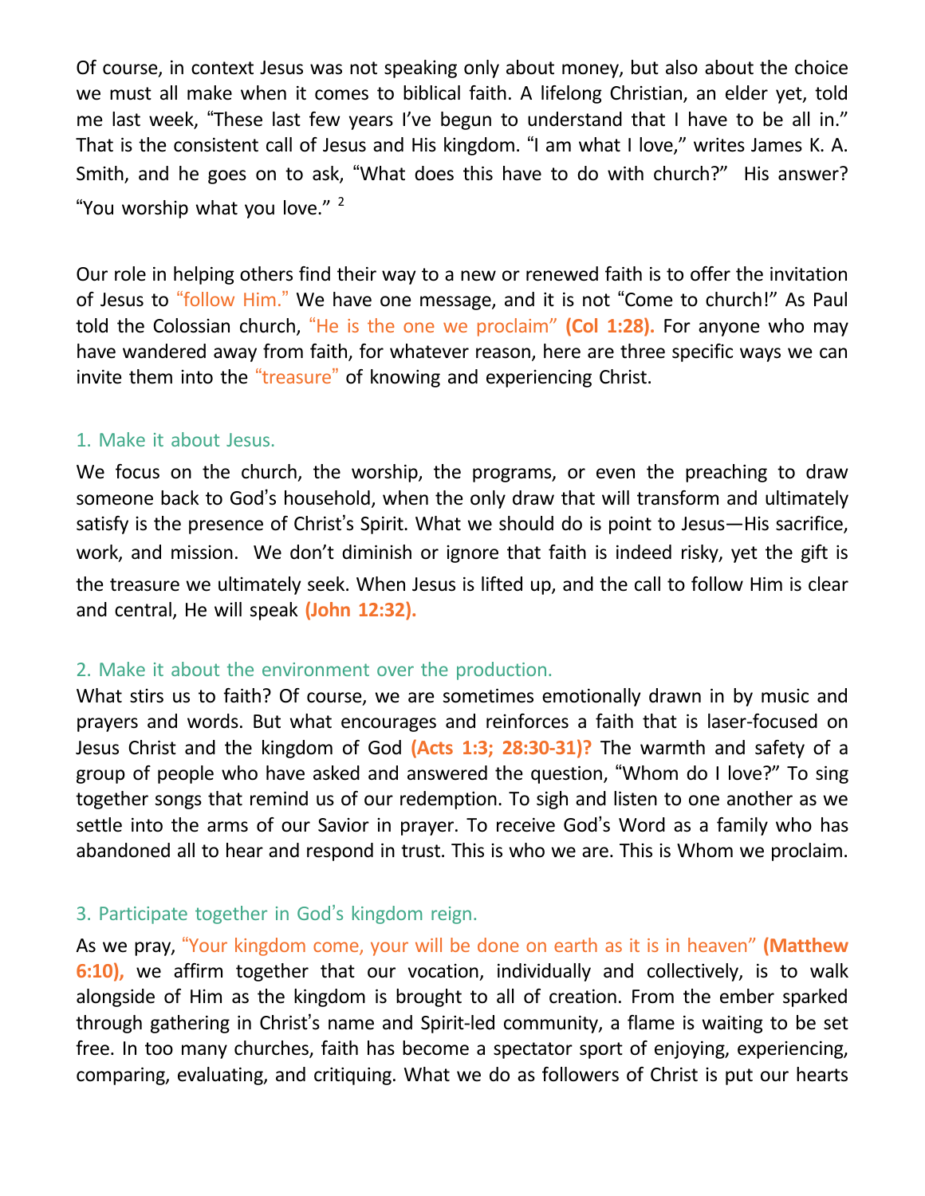Of course, in context Jesus was not speaking only about money, but also about the choice we must all make when it comes to biblical faith. A lifelong Christian, an elder yet, told me last week, "These last few years I've begun to understand that I have to be all in." That is the consistent call of Jesus and His kingdom. "I am what I love," writes James K. A. Smith, and he goes on to ask, "What does this have to do with church?" His answer? "You worship what you love." [2]

Our role in helping others find their way to a new or renewed faith is to offer the invitation of Jesus to "follow Him." We have one message, and it is not "Come to church!" As Paul told the Colossian church, "He is the one we proclaim" **(Col 1:28).** For anyone who may have wandered away from faith, for whatever reason, here are three specific ways we can invite them into the "treasure" of knowing and experiencing Christ.

### 1. Make it about Jesus.

We focus on the church, the worship, the programs, or even the preaching to draw someone back to God's household, when the only draw that will transform and ultimately satisfy is the presence of Christ's Spirit. What we should do is point to Jesus—His sacrifice, work, and mission. We don't diminish or ignore that faith is indeed risky, yet the gift is the treasure we ultimately seek. When Jesus is lifted up, and the call to follow Him is clear and central, He will speak **(John 12:32).**

### 2. Make it about the environment over the production.

What stirs us to faith? Of course, we are sometimes emotionally drawn in by music and prayers and words. But what encourages and reinforces a faith that is laser-focused on Jesus Christ and the kingdom of God **(Acts 1:3; 28:30-31)?** The warmth and safety of a group of people who have asked and answered the question, "Whom do I love?" To sing together songs that remind us of our redemption. To sigh and listen to one another as we settle into the arms of our Savior in prayer. To receive God's Word as a family who has abandoned all to hear and respond in trust. This is who we are. This is Whom we proclaim.

### 3. Participate together in God's kingdom reign.

As we pray, "Your kingdom come, your will be done on earth as it is in heaven" **(Matthew 6:10),** we affirm together that our vocation, individually and collectively, is to walk alongside of Him as the kingdom is brought to all of creation. From the ember sparked through gathering in Christ's name and Spirit-led community, a flame is waiting to be set free. In too many churches, faith has become a spectator sport of enjoying, experiencing, comparing, evaluating, and critiquing. What we do as followers of Christ is put our hearts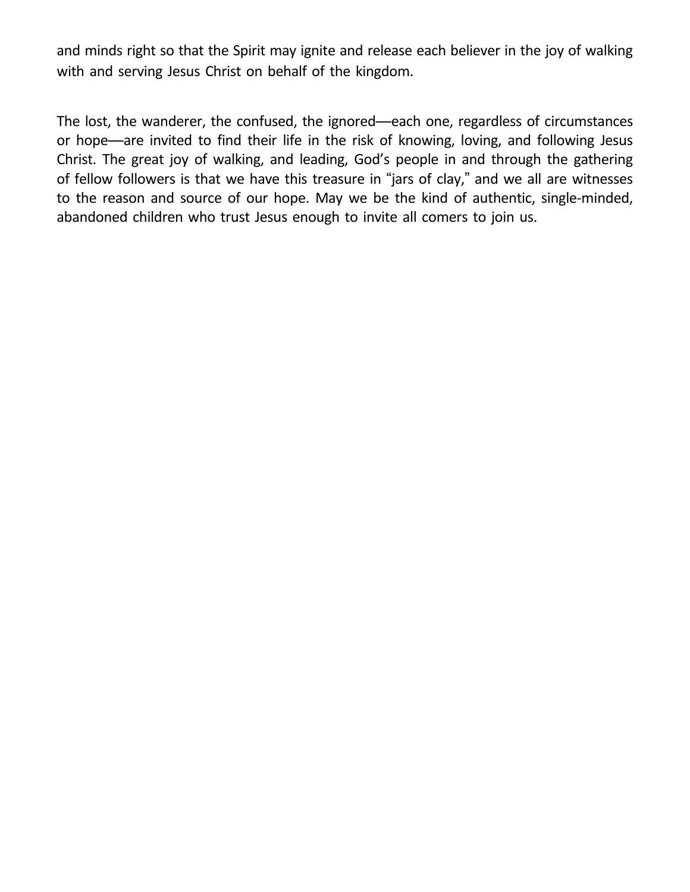and minds right so that the Spirit may ignite and release each believer in the joy of walking with and serving Jesus Christ on behalf of the kingdom.

The lost, the wanderer, the confused, the ignored—each one, regardless of circumstances or hope—are invited to find their life in the risk of knowing, loving, and following Jesus Christ. The great joy of walking, and leading, God's people in and through the gathering of fellow followers is that we have this treasure in "jars of clay," and we all are witnesses to the reason and source of our hope. May we be the kind of authentic, single-minded, abandoned children who trust Jesus enough to invite all comers to join us.